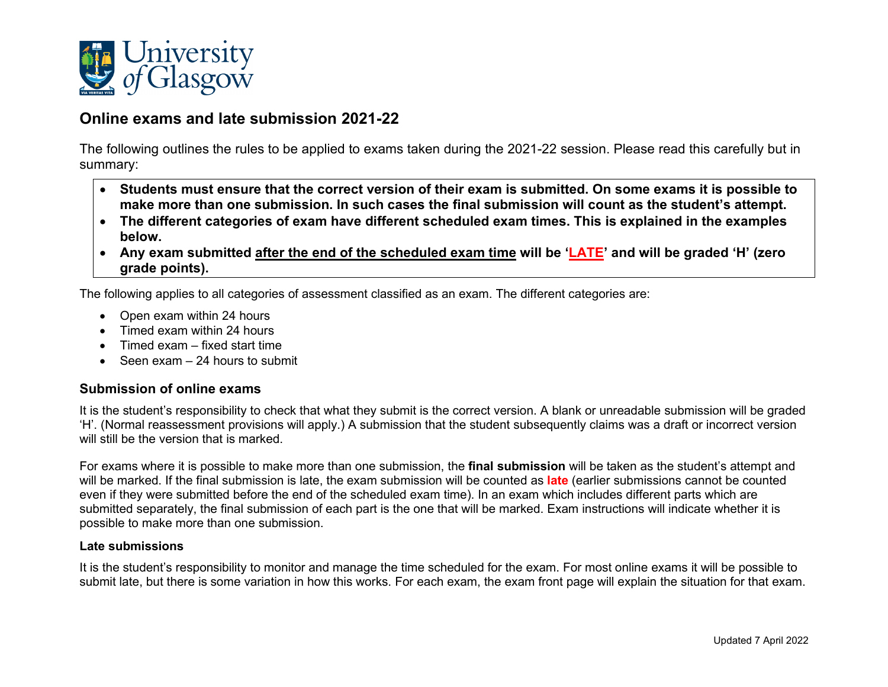# Online exams and late submission 2021-22

The following outlines the rules to be applied to exams taken during the 2021-22 session. Please read this carefully but in summary:

- **Students must ensure that the correct version of their exam is submitted. On some exams it is possible to make more than one submission. In such cases the final submission will count as the student's attempt.**
- **The different categories of exam have different scheduled exam times. This is explained in the examples below.**
- **Any exam submitted <u>after the end of the scheduled exam time</u> will be '<u>LATE</u>' and will be graded 'H' (zero grade points).**

The following applies to all categories of assessment classified as an exam. The different categories are:

- Open exam within 24 hours
- Timed exam within 24 hours
- Timed exam – fixed start time
- Seen exam – 24 hours to submit

## Submission of online exams

It is the student's responsibility to check that what they submit is the correct version. A blank or unreadable submission will be graded 'H'. (Normal reassessment provisions will apply.) A submission that the student subsequently claims was a draft or incorrect version will still be the version that is marked.

For exams where it is possible to make more than one submission, the **final submission** will be taken as the student's attempt and will be marked. If the final submission is late, the exam submission will be counted as **late** (earlier submissions cannot be counted even if they were submitted before the end of the scheduled exam time). In an exam which includes different parts which are submitted separately, the final submission of each part is the one that will be marked. Exam instructions will indicate whether it is possible to make more than one submission.

### Late submissions

It is the student's responsibility to monitor and manage the time scheduled for the exam. For most online exams it will be possible to submit late, but there is some variation in how this works. For each exam, the exam front page will explain the situation for that exam.

Updated 7 April 2022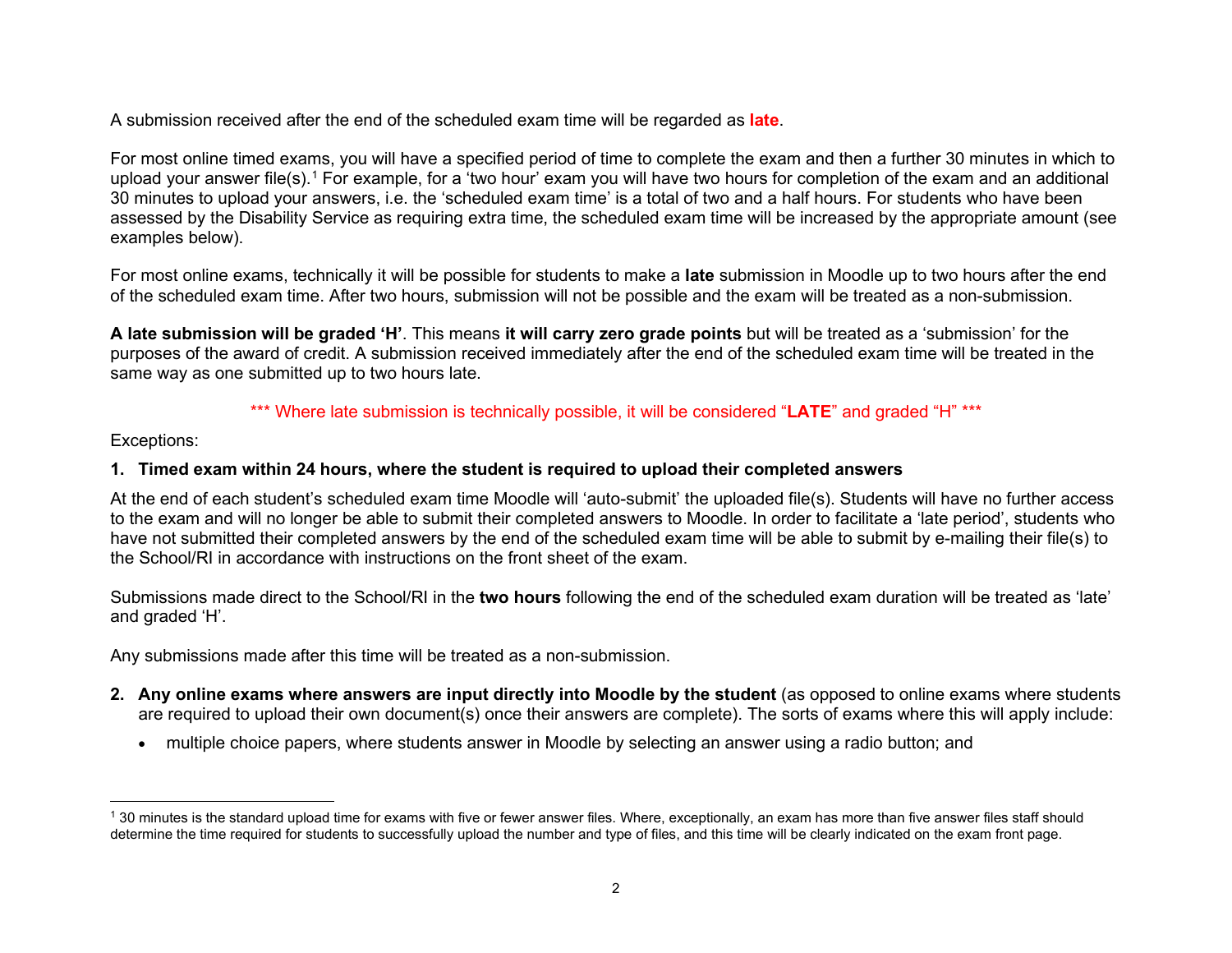A submission received after the end of the scheduled exam time will be regarded as **late**.

For most online timed exams, you will have a specified period of time to complete the exam and then a further 30 minutes in which to upload your answer file(s).[1] For example, for a 'two hour' exam you will have two hours for completion of the exam and an additional 30 minutes to upload your answers, i.e. the 'scheduled exam time' is a total of two and a half hours. For students who have been assessed by the Disability Service as requiring extra time, the scheduled exam time will be increased by the appropriate amount (see examples below).

For most online exams, technically it will be possible for students to make a **late** submission in Moodle up to two hours after the end of the scheduled exam time. After two hours, submission will not be possible and the exam will be treated as a non-submission.

**A late submission will be graded 'H'**. This means **it will carry zero grade points** but will be treated as a 'submission' for the purposes of the award of credit. A submission received immediately after the end of the scheduled exam time will be treated in the same way as one submitted up to two hours late.

\*\*\* Where late submission is technically possible, it will be considered "**LATE**" and graded "H" \*\*\*

Exceptions:

**1. Timed exam within 24 hours, where the student is required to upload their completed answers**

At the end of each student's scheduled exam time Moodle will 'auto-submit' the uploaded file(s). Students will have no further access to the exam and will no longer be able to submit their completed answers to Moodle. In order to facilitate a 'late period', students who have not submitted their completed answers by the end of the scheduled exam time will be able to submit by e-mailing their file(s) to the School/RI in accordance with instructions on the front sheet of the exam.

Submissions made direct to the School/RI in the **two hours** following the end of the scheduled exam duration will be treated as 'late' and graded 'H'.

Any submissions made after this time will be treated as a non-submission.

2. **Any online exams where answers are input directly into Moodle by the student** (as opposed to online exams where students are required to upload their own document(s) once their answers are complete). The sorts of exams where this will apply include:
   - multiple choice papers, where students answer in Moodle by selecting an answer using a radio button; and

---

[1] 30 minutes is the standard upload time for exams with five or fewer answer files. Where, exceptionally, an exam has more than five answer files staff should determine the time required for students to successfully upload the number and type of files, and this time will be clearly indicated on the exam front page.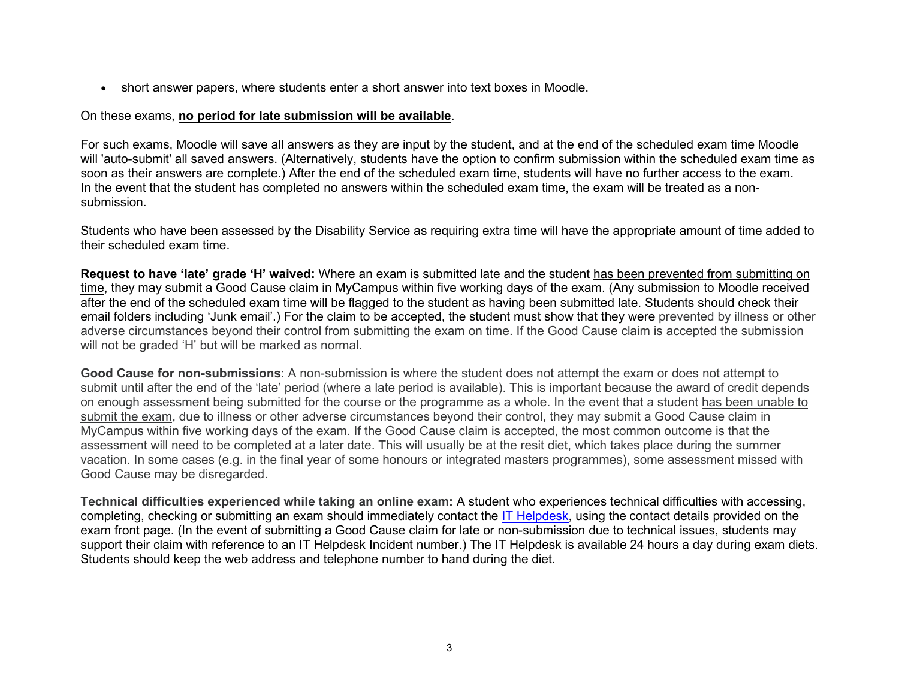- short answer papers, where students enter a short answer into text boxes in Moodle.

On these exams, **no period for late submission will be available**.

For such exams, Moodle will save all answers as they are input by the student, and at the end of the scheduled exam time Moodle will 'auto-submit' all saved answers. (Alternatively, students have the option to confirm submission within the scheduled exam time as soon as their answers are complete.) After the end of the scheduled exam time, students will have no further access to the exam. In the event that the student has completed no answers within the scheduled exam time, the exam will be treated as a non-submission.

Students who have been assessed by the Disability Service as requiring extra time will have the appropriate amount of time added to their scheduled exam time.

**Request to have 'late' grade 'H' waived:** Where an exam is submitted late and the student has been prevented from submitting on time, they may submit a Good Cause claim in MyCampus within five working days of the exam. (Any submission to Moodle received after the end of the scheduled exam time will be flagged to the student as having been submitted late. Students should check their email folders including 'Junk email'.) For the claim to be accepted, the student must show that they were prevented by illness or other adverse circumstances beyond their control from submitting the exam on time. If the Good Cause claim is accepted the submission will not be graded 'H' but will be marked as normal.

**Good Cause for non-submissions**: A non-submission is where the student does not attempt the exam or does not attempt to submit until after the end of the 'late' period (where a late period is available). This is important because the award of credit depends on enough assessment being submitted for the course or the programme as a whole. In the event that a student has been unable to submit the exam, due to illness or other adverse circumstances beyond their control, they may submit a Good Cause claim in MyCampus within five working days of the exam. If the Good Cause claim is accepted, the most common outcome is that the assessment will need to be completed at a later date. This will usually be at the resit diet, which takes place during the summer vacation. In some cases (e.g. in the final year of some honours or integrated masters programmes), some assessment missed with Good Cause may be disregarded.

**Technical difficulties experienced while taking an online exam:** A student who experiences technical difficulties with accessing, completing, checking or submitting an exam should immediately contact the IT Helpdesk, using the contact details provided on the exam front page. (In the event of submitting a Good Cause claim for late or non-submission due to technical issues, students may support their claim with reference to an IT Helpdesk Incident number.) The IT Helpdesk is available 24 hours a day during exam diets. Students should keep the web address and telephone number to hand during the diet.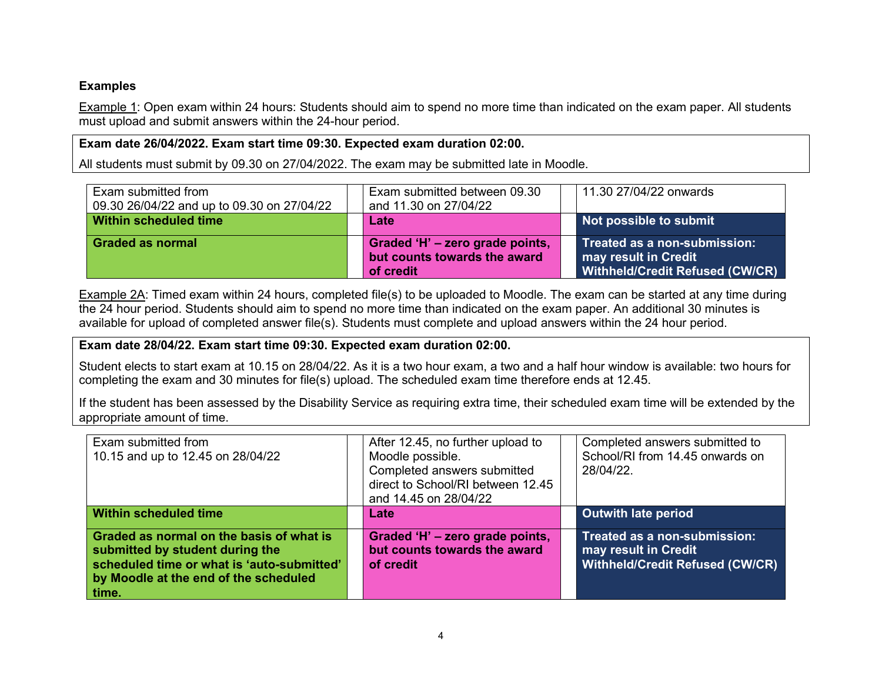**Examples**

Example 1: Open exam within 24 hours: Students should aim to spend no more time than indicated on the exam paper. All students must upload and submit answers within the 24-hour period.

**Exam date 26/04/2022. Exam start time 09:30. Expected exam duration 02:00.**

All students must submit by 09.30 on 27/04/2022. The exam may be submitted late in Moodle.

| Exam submitted from 09.30 26/04/22 and up to 09.30 on 27/04/22 | Exam submitted between 09.30 and 11.30 on 27/04/22 | 11.30 27/04/22 onwards |
|---|---|---|
| **Within scheduled time** | **Late** | **Not possible to submit** |
| **Graded as normal** | **Graded 'H' – zero grade points, but counts towards the award of credit** | **Treated as a non-submission: may result in Credit Withheld/Credit Refused (CW/CR)** |

Example 2A: Timed exam within 24 hours, completed file(s) to be uploaded to Moodle. The exam can be started at any time during the 24 hour period. Students should aim to spend no more time than indicated on the exam paper. An additional 30 minutes is available for upload of completed answer file(s). Students must complete and upload answers within the 24 hour period.

**Exam date 28/04/22. Exam start time 09:30. Expected exam duration 02:00.**

Student elects to start exam at 10.15 on 28/04/22. As it is a two hour exam, a two and a half hour window is available: two hours for completing the exam and 30 minutes for file(s) upload. The scheduled exam time therefore ends at 12.45.

If the student has been assessed by the Disability Service as requiring extra time, their scheduled exam time will be extended by the appropriate amount of time.

| Exam submitted from 10.15 and up to 12.45 on 28/04/22 | After 12.45, no further upload to Moodle possible. Completed answers submitted direct to School/RI between 12.45 and 14.45 on 28/04/22 | Completed answers submitted to School/RI from 14.45 onwards on 28/04/22. |
|---|---|---|
| **Within scheduled time** | **Late** | **Outwith late period** |
| **Graded as normal on the basis of what is submitted by student during the scheduled time or what is 'auto-submitted' by Moodle at the end of the scheduled time.** | **Graded 'H' – zero grade points, but counts towards the award of credit** | **Treated as a non-submission: may result in Credit Withheld/Credit Refused (CW/CR)** |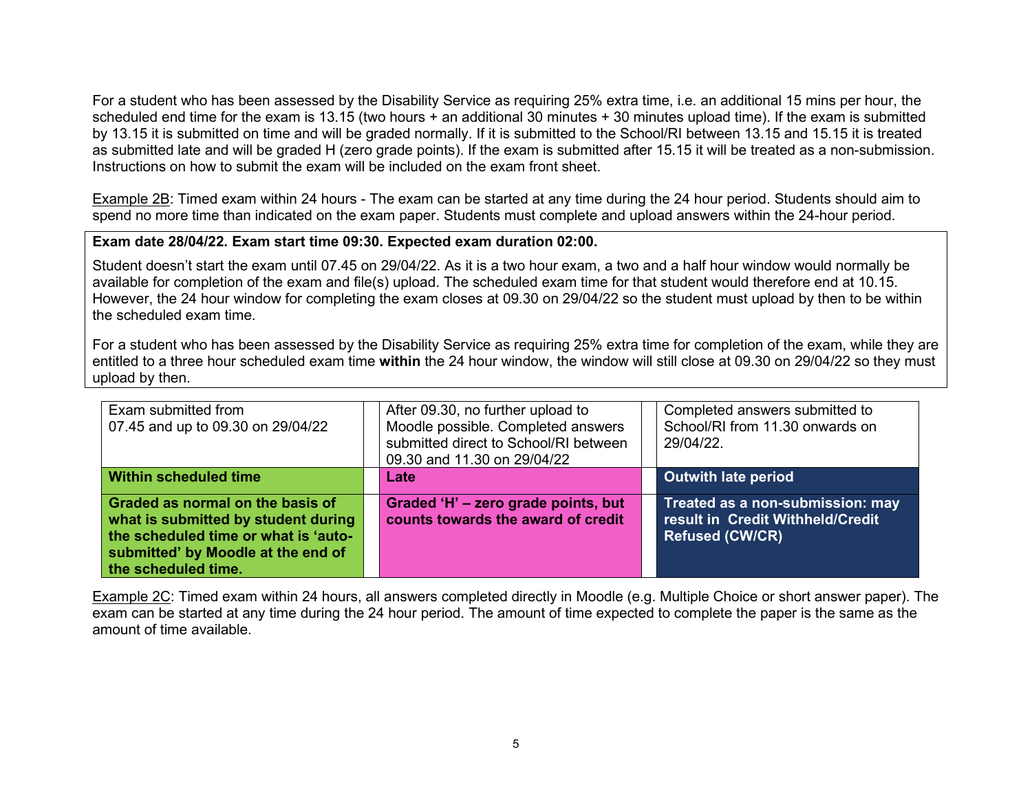For a student who has been assessed by the Disability Service as requiring 25% extra time, i.e. an additional 15 mins per hour, the scheduled end time for the exam is 13.15 (two hours + an additional 30 minutes + 30 minutes upload time). If the exam is submitted by 13.15 it is submitted on time and will be graded normally. If it is submitted to the School/RI between 13.15 and 15.15 it is treated as submitted late and will be graded H (zero grade points). If the exam is submitted after 15.15 it will be treated as a non-submission. Instructions on how to submit the exam will be included on the exam front sheet.

Example 2B: Timed exam within 24 hours - The exam can be started at any time during the 24 hour period. Students should aim to spend no more time than indicated on the exam paper. Students must complete and upload answers within the 24-hour period.

**Exam date 28/04/22. Exam start time 09:30. Expected exam duration 02:00.**

Student doesn't start the exam until 07.45 on 29/04/22. As it is a two hour exam, a two and a half hour window would normally be available for completion of the exam and file(s) upload. The scheduled exam time for that student would therefore end at 10.15. However, the 24 hour window for completing the exam closes at 09.30 on 29/04/22 so the student must upload by then to be within the scheduled exam time.

For a student who has been assessed by the Disability Service as requiring 25% extra time for completion of the exam, while they are entitled to a three hour scheduled exam time **within** the 24 hour window, the window will still close at 09.30 on 29/04/22 so they must upload by then.

| Exam submitted from 07.45 and up to 09.30 on 29/04/22 | After 09.30, no further upload to Moodle possible. Completed answers submitted direct to School/RI between 09.30 and 11.30 on 29/04/22 | Completed answers submitted to School/RI from 11.30 onwards on 29/04/22. |
|---|---|---|
| **Within scheduled time** | **Late** | **Outwith late period** |
| **Graded as normal on the basis of what is submitted by student during the scheduled time or what is 'auto-submitted' by Moodle at the end of the scheduled time.** | **Graded 'H' – zero grade points, but counts towards the award of credit** | **Treated as a non-submission: may result in Credit Withheld/Credit Refused (CW/CR)** |

Example 2C: Timed exam within 24 hours, all answers completed directly in Moodle (e.g. Multiple Choice or short answer paper). The exam can be started at any time during the 24 hour period. The amount of time expected to complete the paper is the same as the amount of time available.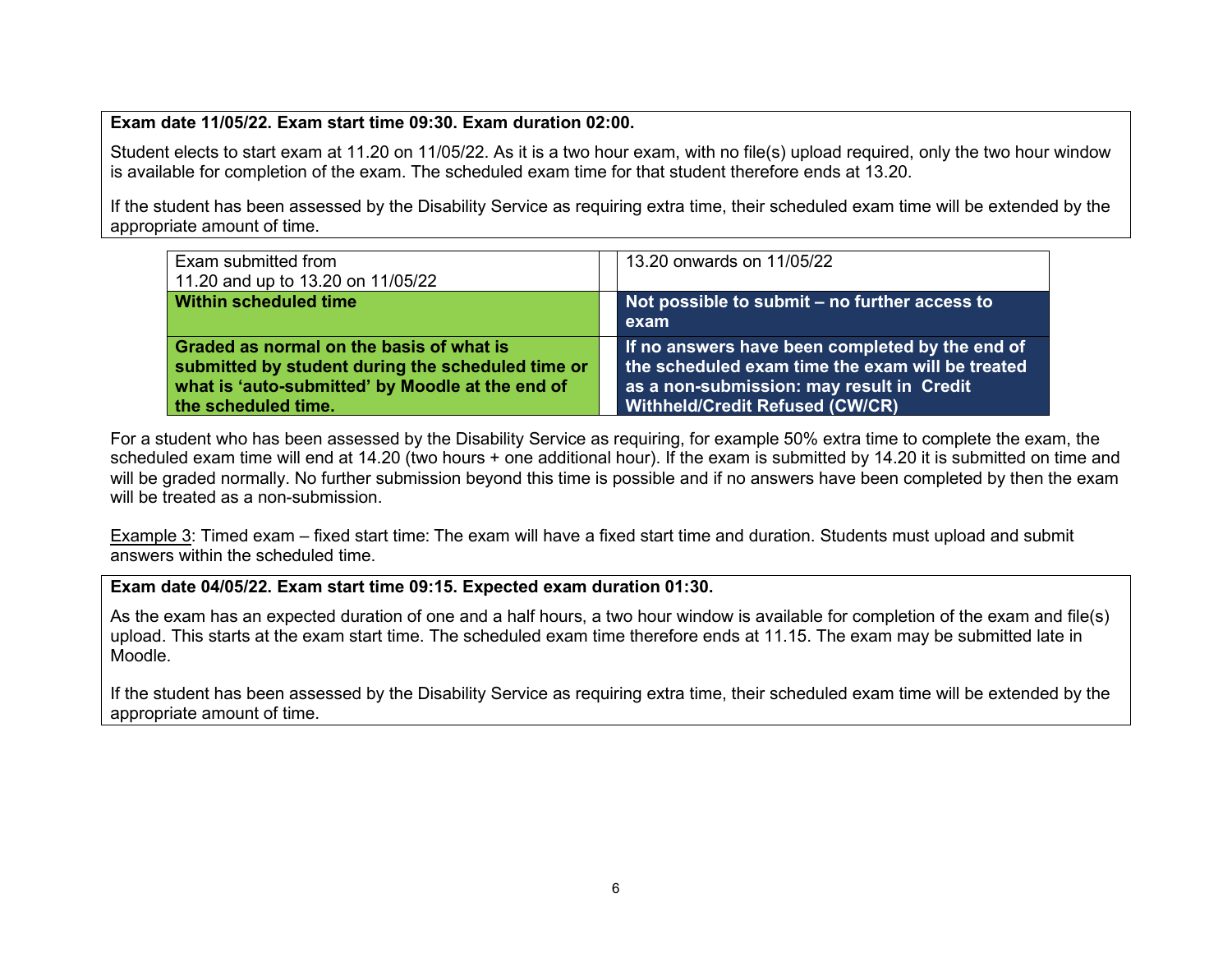**Exam date 11/05/22. Exam start time 09:30. Exam duration 02:00.**

Student elects to start exam at 11.20 on 11/05/22. As it is a two hour exam, with no file(s) upload required, only the two hour window is available for completion of the exam. The scheduled exam time for that student therefore ends at 13.20.

If the student has been assessed by the Disability Service as requiring extra time, their scheduled exam time will be extended by the appropriate amount of time.

| Exam submitted from 11.20 and up to 13.20 on 11/05/22 | | 13.20 onwards on 11/05/22 |
|---|---|---|
| **Within scheduled time** | | **Not possible to submit – no further access to exam** |
| **Graded as normal on the basis of what is submitted by student during the scheduled time or what is 'auto-submitted' by Moodle at the end of the scheduled time.** | | **If no answers have been completed by the end of the scheduled exam time the exam will be treated as a non-submission: may result in Credit Withheld/Credit Refused (CW/CR)** |

For a student who has been assessed by the Disability Service as requiring, for example 50% extra time to complete the exam, the scheduled exam time will end at 14.20 (two hours + one additional hour). If the exam is submitted by 14.20 it is submitted on time and will be graded normally. No further submission beyond this time is possible and if no answers have been completed by then the exam will be treated as a non-submission.

Example 3: Timed exam – fixed start time: The exam will have a fixed start time and duration. Students must upload and submit answers within the scheduled time.

**Exam date 04/05/22. Exam start time 09:15. Expected exam duration 01:30.**

As the exam has an expected duration of one and a half hours, a two hour window is available for completion of the exam and file(s) upload. This starts at the exam start time. The scheduled exam time therefore ends at 11.15. The exam may be submitted late in Moodle.

If the student has been assessed by the Disability Service as requiring extra time, their scheduled exam time will be extended by the appropriate amount of time.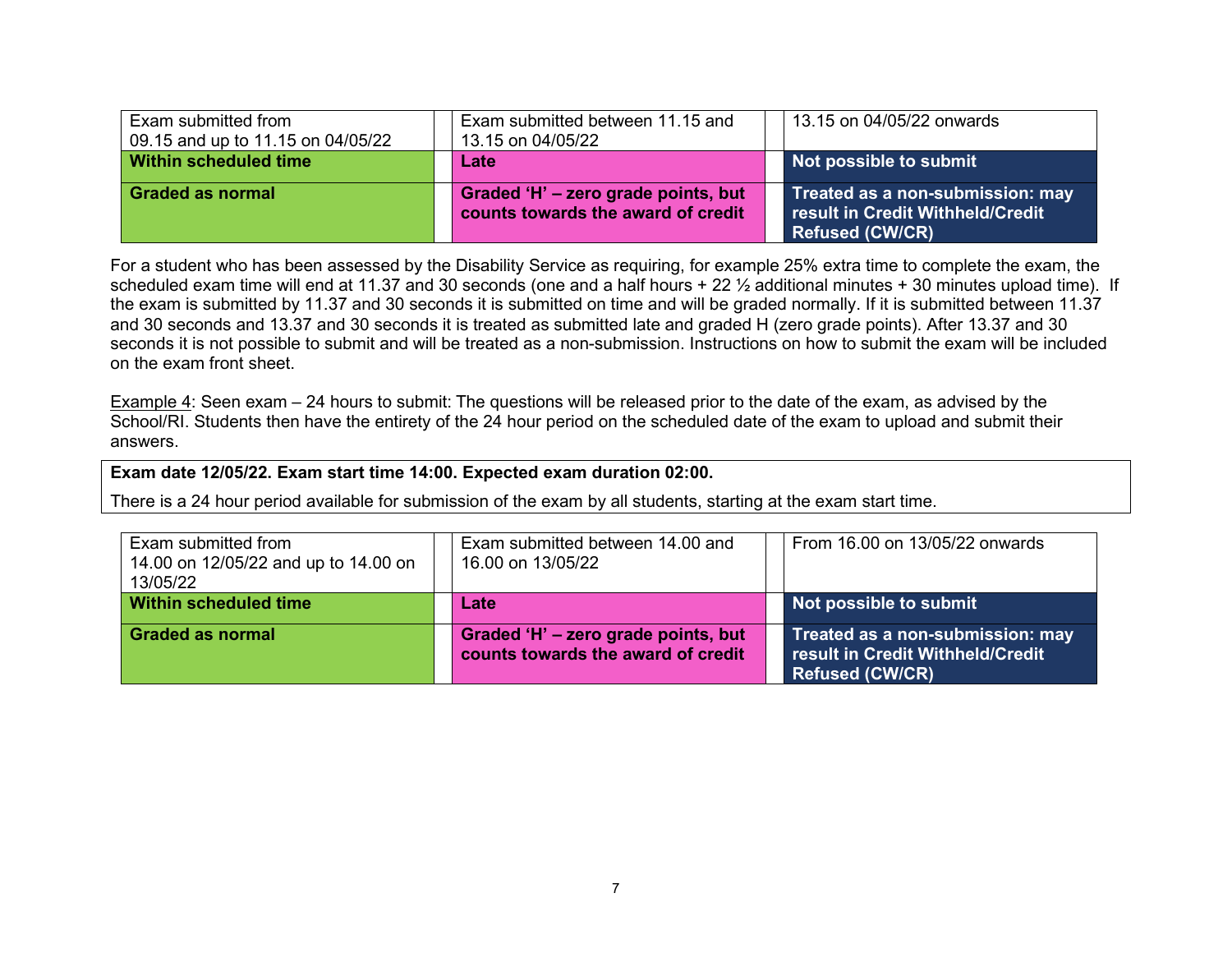| | | |
|---|---|---|
| Exam submitted from 09.15 and up to 11.15 on 04/05/22 | Exam submitted between 11.15 and 13.15 on 04/05/22 | 13.15 on 04/05/22 onwards |
| **Within scheduled time** | **Late** | **Not possible to submit** |
| **Graded as normal** | **Graded 'H' – zero grade points, but counts towards the award of credit** | **Treated as a non-submission: may result in Credit Withheld/Credit Refused (CW/CR)** |

For a student who has been assessed by the Disability Service as requiring, for example 25% extra time to complete the exam, the scheduled exam time will end at 11.37 and 30 seconds (one and a half hours + 22 ½ additional minutes + 30 minutes upload time). If the exam is submitted by 11.37 and 30 seconds it is submitted on time and will be graded normally. If it is submitted between 11.37 and 30 seconds and 13.37 and 30 seconds it is treated as submitted late and graded H (zero grade points). After 13.37 and 30 seconds it is not possible to submit and will be treated as a non-submission. Instructions on how to submit the exam will be included on the exam front sheet.

Example 4: Seen exam – 24 hours to submit: The questions will be released prior to the date of the exam, as advised by the School/RI. Students then have the entirety of the 24 hour period on the scheduled date of the exam to upload and submit their answers.

**Exam date 12/05/22. Exam start time 14:00. Expected exam duration 02:00.**

There is a 24 hour period available for submission of the exam by all students, starting at the exam start time.

| | | |
|---|---|---|
| Exam submitted from 14.00 on 12/05/22 and up to 14.00 on 13/05/22 | Exam submitted between 14.00 and 16.00 on 13/05/22 | From 16.00 on 13/05/22 onwards |
| **Within scheduled time** | **Late** | **Not possible to submit** |
| **Graded as normal** | **Graded 'H' – zero grade points, but counts towards the award of credit** | **Treated as a non-submission: may result in Credit Withheld/Credit Refused (CW/CR)** |